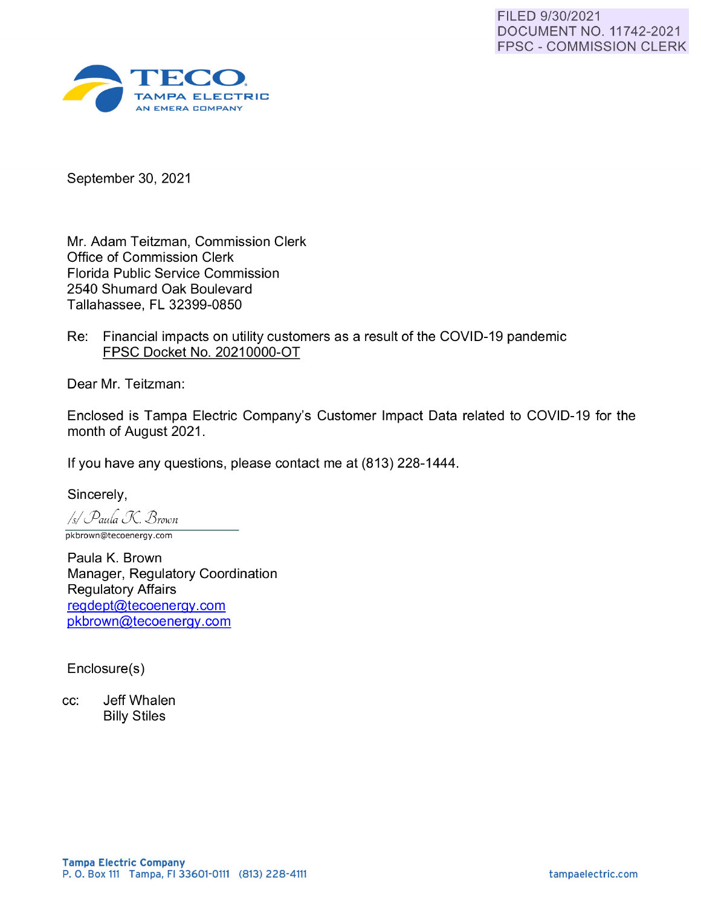FILED 9/30/2021
DOCUMENT NO. 11742-2021
FPSC - COMMISSION CLERK

TECO
TAMPA ELECTRIC
AN EMERA COMPANY

September 30, 2021

Mr. Adam Teitzman, Commission Clerk
Office of Commission Clerk
Florida Public Service Commission
2540 Shumard Oak Boulevard
Tallahassee, FL 32399-0850

Re: Financial impacts on utility customers as a result of the COVID-19 pandemic
FPSC Docket No. 20210000-OT

Dear Mr. Teitzman:

Enclosed is Tampa Electric Company's Customer Impact Data related to COVID-19 for the month of August 2021.

If you have any questions, please contact me at (813) 228-1444.

Sincerely,

/s/ Paula K. Brown
pkbrown@tecoenergy.com

Paula K. Brown
Manager, Regulatory Coordination
Regulatory Affairs
regdept@tecoenergy.com
pkbrown@tecoenergy.com

Enclosure(s)

cc: Jeff Whalen
Billy Stiles

Tampa Electric Company
P. O. Box 111 Tampa, Fl 33601-0111 (813) 228-4111 tampaelectric.com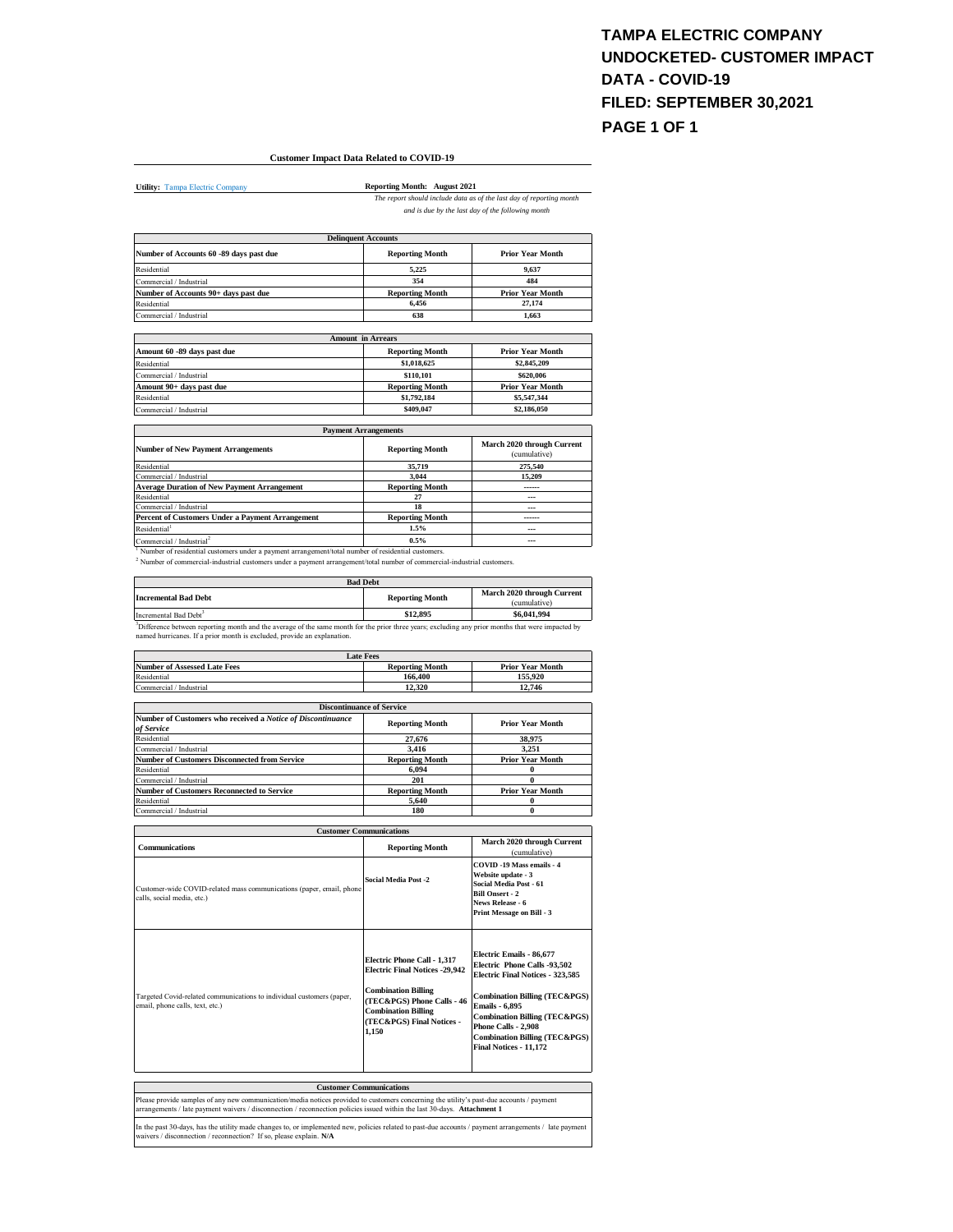# TAMPA ELECTRIC COMPANY
# UNDOCKETED- CUSTOMER IMPACT DATA - COVID-19
# FILED: SEPTEMBER 30,2021
# PAGE 1 OF 1

**Customer Impact Data Related to COVID-19**

**Utility:** Tampa Electric Company

**Reporting Month: August 2021**

*The report should include data as of the last day of reporting month and is due by the last day of the following month*

| Delinquent Accounts | | |
|---|---|---|
| **Number of Accounts 60 -89 days past due** | **Reporting Month** | **Prior Year Month** |
| Residential | 5,225 | 9,637 |
| Commercial / Industrial | 354 | 484 |
| **Number of Accounts 90+ days past due** | **Reporting Month** | **Prior Year Month** |
| Residential | 6,456 | 27,174 |
| Commercial / Industrial | 638 | 1,663 |

| Amount in Arrears | | |
|---|---|---|
| **Amount 60 -89 days past due** | **Reporting Month** | **Prior Year Month** |
| Residential | $1,018,625 | $2,845,209 |
| Commercial / Industrial | $110,101 | $620,006 |
| **Amount 90+ days past due** | **Reporting Month** | **Prior Year Month** |
| Residential | $1,792,184 | $5,547,344 |
| Commercial / Industrial | $409,047 | $2,186,050 |

| Payment Arrangements | | |
|---|---|---|
| **Number of New Payment Arrangements** | **Reporting Month** | **March 2020 through Current** (cumulative) |
| Residential | 35,719 | 275,540 |
| Commercial / Industrial | 3,044 | 15,209 |
| **Average Duration of New Payment Arrangement** | **Reporting Month** | ------ |
| Residential | 27 | --- |
| Commercial / Industrial | 18 | --- |
| **Percent of Customers Under a Payment Arrangement** | **Reporting Month** | ------ |
| Residential[1] | 1.5% | --- |
| Commercial / Industrial[2] | 0.5% | --- |

[1] Number of residential customers under a payment arrangement/total number of residential customers.

[2] Number of commercial-industrial customers under a payment arrangement/total number of commercial-industrial customers.

| Bad Debt | | |
|---|---|---|
| **Incremental Bad Debt** | **Reporting Month** | **March 2020 through Current** (cumulative) |
| Incremental Bad Debt[3] | $12,895 | $6,041,994 |

[3]Difference between reporting month and the average of the same month for the prior three years; excluding any prior months that were impacted by named hurricanes. If a prior month is excluded, provide an explanation.

| Late Fees | | |
|---|---|---|
| **Number of Assessed Late Fees** | **Reporting Month** | **Prior Year Month** |
| Residential | 166,400 | 155,920 |
| Commercial / Industrial | 12,320 | 12,746 |

| Discontinuance of Service | | |
|---|---|---|
| **Number of Customers who received a *Notice of Discontinuance of Service*** | **Reporting Month** | **Prior Year Month** |
| Residential | 27,676 | 38,975 |
| Commercial / Industrial | 3,416 | 3,251 |
| **Number of Customers Disconnected from Service** | **Reporting Month** | **Prior Year Month** |
| Residential | 6,094 | 0 |
| Commercial / Industrial | 201 | 0 |
| **Number of Customers Reconnected to Service** | **Reporting Month** | **Prior Year Month** |
| Residential | 5,640 | 0 |
| Commercial / Industrial | 180 | 0 |

| Customer Communications | | |
|---|---|---|
| **Communications** | **Reporting Month** | **March 2020 through Current** (cumulative) |
| Customer-wide COVID-related mass communications (paper, email, phone calls, social media, etc.) | Social Media Post -2 | COVID -19 Mass emails - 4<br>Website update - 3<br>Social Media Post - 61<br>Bill Onsert - 2<br>News Release - 6<br>Print Message on Bill - 3 |
| Targeted Covid-related communications to individual customers (paper, email, phone calls, text, etc.) | Electric Phone Call - 1,317<br>Electric Final Notices -29,942<br><br>Combination Billing (TEC&PGS) Phone Calls - 46<br>Combination Billing (TEC&PGS) Final Notices - 1,150 | Electric Emails - 86,677<br>Electric Phone Calls -93,502<br>Electric Final Notices - 323,585<br><br>Combination Billing (TEC&PGS) Emails - 6,895<br>Combination Billing (TEC&PGS) Phone Calls - 2,908<br>Combination Billing (TEC&PGS) Final Notices - 11,172 |

**Customer Communications**

Please provide samples of any new communication/media notices provided to customers concerning the utility's past-due accounts / payment arrangements / late payment waivers / disconnection / reconnection policies issued within the last 30-days. **Attachment 1**

In the past 30-days, has the utility made changes to, or implemented new, policies related to past-due accounts / payment arrangements / late payment waivers / disconnection / reconnection? If so, please explain. **N/A**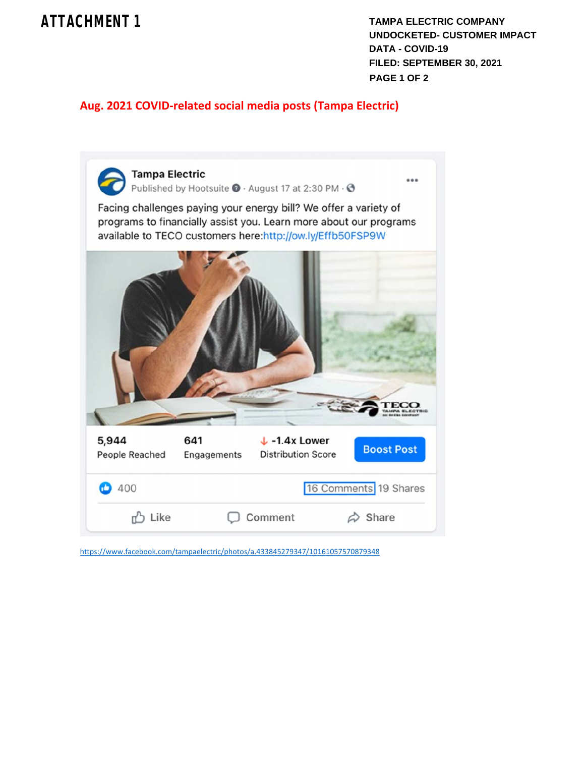# ATTACHMENT 1

**TAMPA ELECTRIC COMPANY**
**UNDOCKETED- CUSTOMER IMPACT DATA - COVID-19**
**FILED: SEPTEMBER 30, 2021**

## Aug. 2021 COVID-related social media posts (Tampa Electric)

**Tampa Electric**
Published by Hootsuite · August 17 at 2:30 PM ·

Facing challenges paying your energy bill? We offer a variety of programs to financially assist you. Learn more about our programs available to TECO customers here:http://ow.ly/Effb50FSP9W

5,944 People Reached | 641 Engagements | -1.4x Lower Distribution Score | Boost Post

400 | 16 Comments 19 Shares

Like | Comment | Share

https://www.facebook.com/tampaelectric/photos/a.433845279347/10161057570879348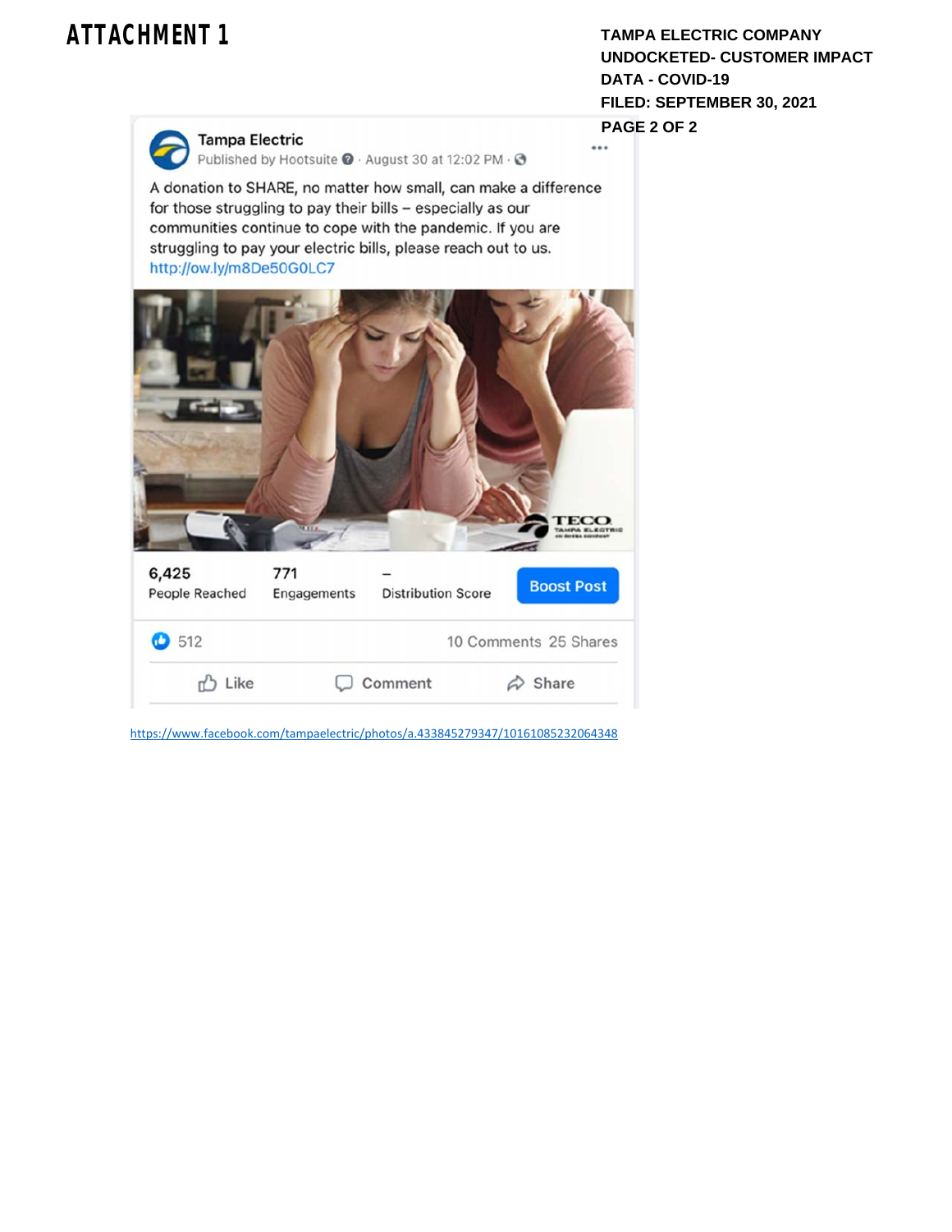# ATTACHMENT 1

**TAMPA ELECTRIC COMPANY**
**UNDOCKETED- CUSTOMER IMPACT DATA - COVID-19**
**FILED: SEPTEMBER 30, 2021**

Tampa Electric
Published by Hootsuite · August 30 at 12:02 PM ·

A donation to SHARE, no matter how small, can make a difference for those struggling to pay their bills – especially as our communities continue to cope with the pandemic. If you are struggling to pay your electric bills, please reach out to us.
http://ow.ly/m8De50G0LC7

TECO
TAMPA ELECTRIC

6,425 People Reached
771 Engagements
– Distribution Score
Boost Post

512
10 Comments 25 Shares

Like Comment Share

https://www.facebook.com/tampaelectric/photos/a.433845279347/10161085232064348